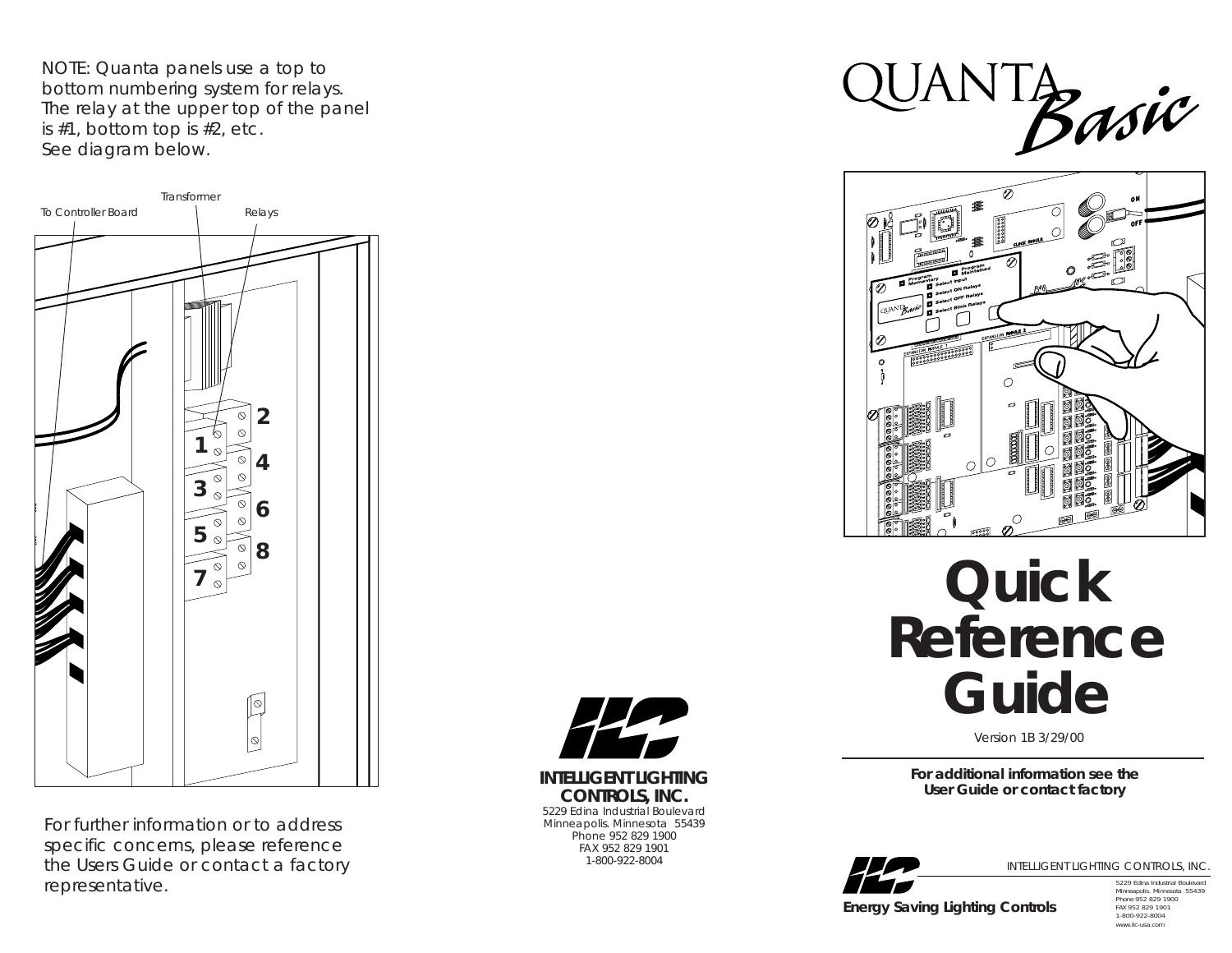NOTE: Quanta panels use a top to bottom numbering system for relays. The relay at the upper top of the panel is #1, bottom top is #2, etc. See diagram below.

Transformer

To Controller Board

Relays

1 2 3 4 5 6 7 8

For further information or to address specific concerns, please reference the Users Guide or contact a factory representative.

**INTELLIGENT LIGHTING CONTROLS, INC.**
5229 Edina Industrial Boulevard
Minneapolis. Minnesota 55439
Phone 952 829 1900
FAX 952 829 1901
1-800-922-8004

# QUANTA *Basic*

# Quick Reference Guide

Version 1B 3/29/00

**For additional information see the User Guide or contact factory**

INTELLIGENT LIGHTING CONTROLS, INC.
5229 Edina Industrial Boulevard
Minneapolis. Minnesota 55439
Phone 952 829 1900
FAX 952 829 1901
1-800-922-8004
www.ilc-usa.com

**Energy Saving Lighting Controls**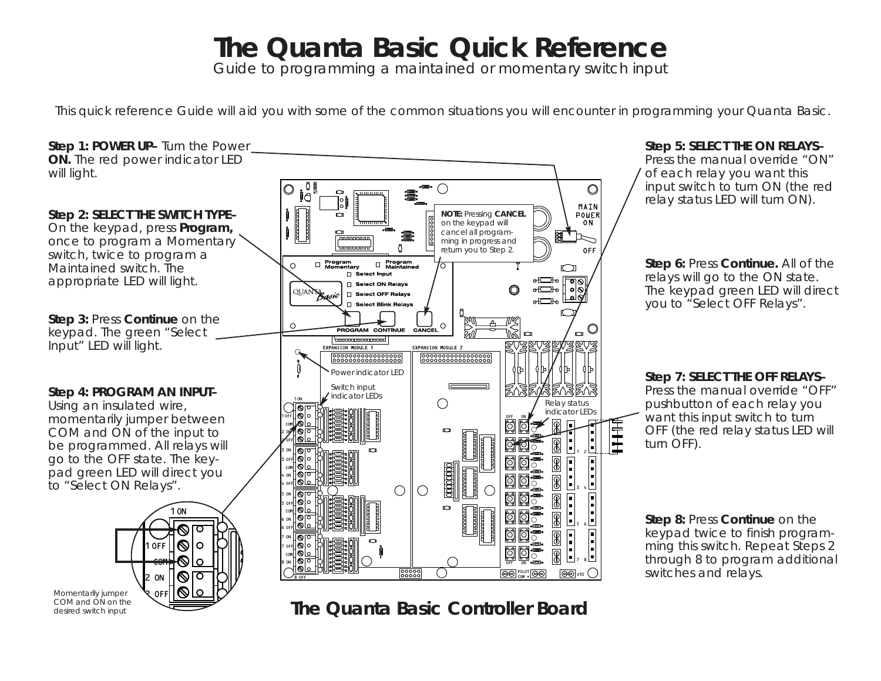# The Quanta Basic Quick Reference

Guide to programming a maintained or momentary switch input

This quick reference Guide will aid you with some of the common situations you will encounter in programming your Quanta Basic.

**Step 1: POWER UP–** Turn the Power **ON.** The red power indicator LED will light.

**Step 2: SELECT THE SWITCH TYPE–** On the keypad, press **Program,** once to program a Momentary switch, twice to program a Maintained switch. The appropriate LED will light.

**Step 3:** Press **Continue** on the keypad. The green "Select Input" LED will light.

**Step 4: PROGRAM AN INPUT–** Using an insulated wire, momentarily jumper between COM and ON of the input to be programmed. All relays will go to the OFF state. The keypad green LED will direct you to "Select ON Relays".

**NOTE:** Pressing **CANCEL** on the keypad will cancel all programming in progress and return you to Step 2.

**Step 5: SELECT THE ON RELAYS–** Press the manual override "ON" of each relay you want this input switch to turn ON (the red relay status LED will turn ON).

**Step 6:** Press **Continue.** All of the relays will go to the ON state. The keypad green LED will direct you to "Select OFF Relays".

**Step 7: SELECT THE OFF RELAYS–** Press the manual override "OFF" pushbutton of each relay you want this input switch to turn OFF (the red relay status LED will turn OFF).

**Step 8:** Press **Continue** on the keypad twice to finish programming this switch. Repeat Steps 2 through 8 to program additional switches and relays.

Program Momentary
Program Maintained
Select Input
Select ON Relays
Select OFF Relays
Select Blink Relays
PROGRAM CONTINUE CANCEL
MAIN POWER ON
OFF
EXPANSION MODULE 1
EXPANSION MODULE 2
Power indicator LED
Switch input indicator LEDs
Relay status indicator LEDs
1 ON
1 OFF
COM
2 ON
2 OFF

Momentarily jumper COM and ON on the desired switch input

**The Quanta Basic Controller Board**